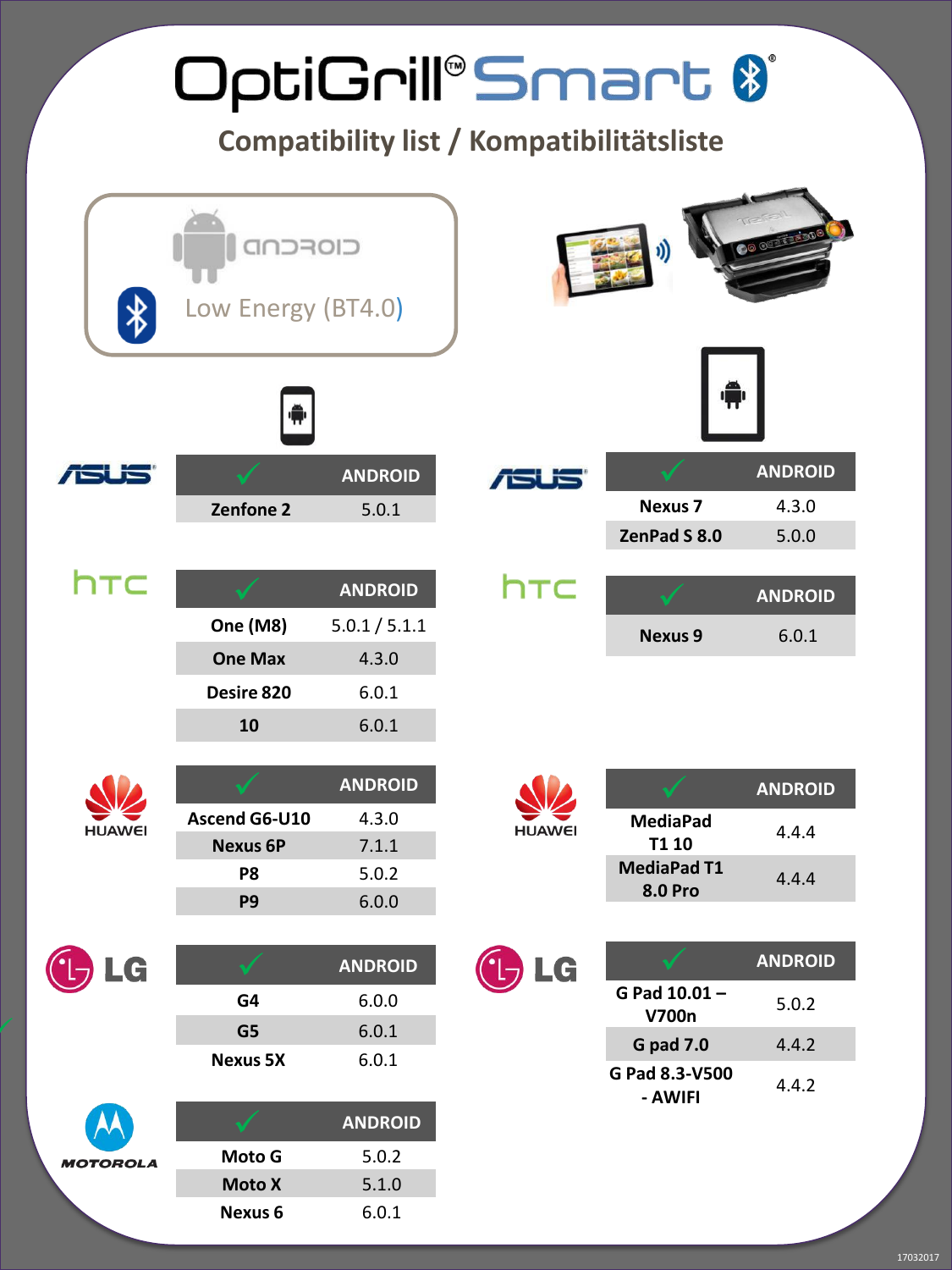# OptiGrill® Smart

## Compatibility list / Kompatibilitätsliste

Android — Low Energy (BT4.0)

### Smartphones

**ASUS**

| ✓ | ANDROID |
|---|---|
| Zenfone 2 | 5.0.1 |

**HTC**

| ✓ | ANDROID |
|---|---|
| One (M8) | 5.0.1 / 5.1.1 |
| One Max | 4.3.0 |
| Desire 820 | 6.0.1 |
| 10 | 6.0.1 |

**HUAWEI**

| ✓ | ANDROID |
|---|---|
| Ascend G6-U10 | 4.3.0 |
| Nexus 6P | 7.1.1 |
| P8 | 5.0.2 |
| P9 | 6.0.0 |

**LG**

| ✓ | ANDROID |
|---|---|
| G4 | 6.0.0 |
| G5 | 6.0.1 |
| Nexus 5X | 6.0.1 |

**MOTOROLA**

| ✓ | ANDROID |
|---|---|
| Moto G | 5.0.2 |
| Moto X | 5.1.0 |
| Nexus 6 | 6.0.1 |

### Tablets

**ASUS**

| ✓ | ANDROID |
|---|---|
| Nexus 7 | 4.3.0 |
| ZenPad S 8.0 | 5.0.0 |

**HTC**

| ✓ | ANDROID |
|---|---|
| Nexus 9 | 6.0.1 |

**HUAWEI**

| ✓ | ANDROID |
|---|---|
| MediaPad T1 10 | 4.4.4 |
| MediaPad T1 8.0 Pro | 4.4.4 |

**LG**

| ✓ | ANDROID |
|---|---|
| G Pad 10.01 – V700n | 5.0.2 |
| G pad 7.0 | 4.4.2 |
| G Pad 8.3-V500 - AWIFI | 4.4.2 |

17032017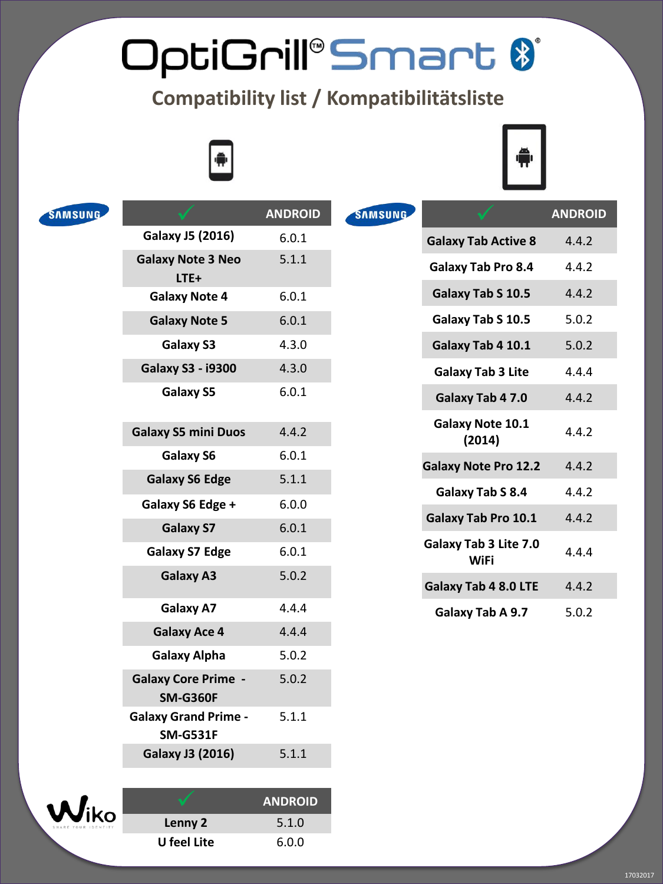# OptiGrill® Smart

## Compatibility list / Kompatibilitätsliste

**SAMSUNG**

| ✓ | ANDROID |
|---|---|
| Galaxy J5 (2016) | 6.0.1 |
| Galaxy Note 3 Neo LTE+ | 5.1.1 |
| Galaxy Note 4 | 6.0.1 |
| Galaxy Note 5 | 6.0.1 |
| Galaxy S3 | 4.3.0 |
| Galaxy S3 - i9300 | 4.3.0 |
| Galaxy S5 | 6.0.1 |
| Galaxy S5 mini Duos | 4.4.2 |
| Galaxy S6 | 6.0.1 |
| Galaxy S6 Edge | 5.1.1 |
| Galaxy S6 Edge + | 6.0.0 |
| Galaxy S7 | 6.0.1 |
| Galaxy S7 Edge | 6.0.1 |
| Galaxy A3 | 5.0.2 |
| Galaxy A7 | 4.4.4 |
| Galaxy Ace 4 | 4.4.4 |
| Galaxy Alpha | 5.0.2 |
| Galaxy Core Prime - SM-G360F | 5.0.2 |
| Galaxy Grand Prime - SM-G531F | 5.1.1 |
| Galaxy J3 (2016) | 5.1.1 |

**SAMSUNG**

| ✓ | ANDROID |
|---|---|
| Galaxy Tab Active 8 | 4.4.2 |
| Galaxy Tab Pro 8.4 | 4.4.2 |
| Galaxy Tab S 10.5 | 4.4.2 |
| Galaxy Tab S 10.5 | 5.0.2 |
| Galaxy Tab 4 10.1 | 5.0.2 |
| Galaxy Tab 3 Lite | 4.4.4 |
| Galaxy Tab 4 7.0 | 4.4.2 |
| Galaxy Note 10.1 (2014) | 4.4.2 |
| Galaxy Note Pro 12.2 | 4.4.2 |
| Galaxy Tab S 8.4 | 4.4.2 |
| Galaxy Tab Pro 10.1 | 4.4.2 |
| Galaxy Tab 3 Lite 7.0 WiFi | 4.4.4 |
| Galaxy Tab 4 8.0 LTE | 4.4.2 |
| Galaxy Tab A 9.7 | 5.0.2 |

**Wiko**

| ✓ | ANDROID |
|---|---|
| Lenny 2 | 5.1.0 |
| U feel Lite | 6.0.0 |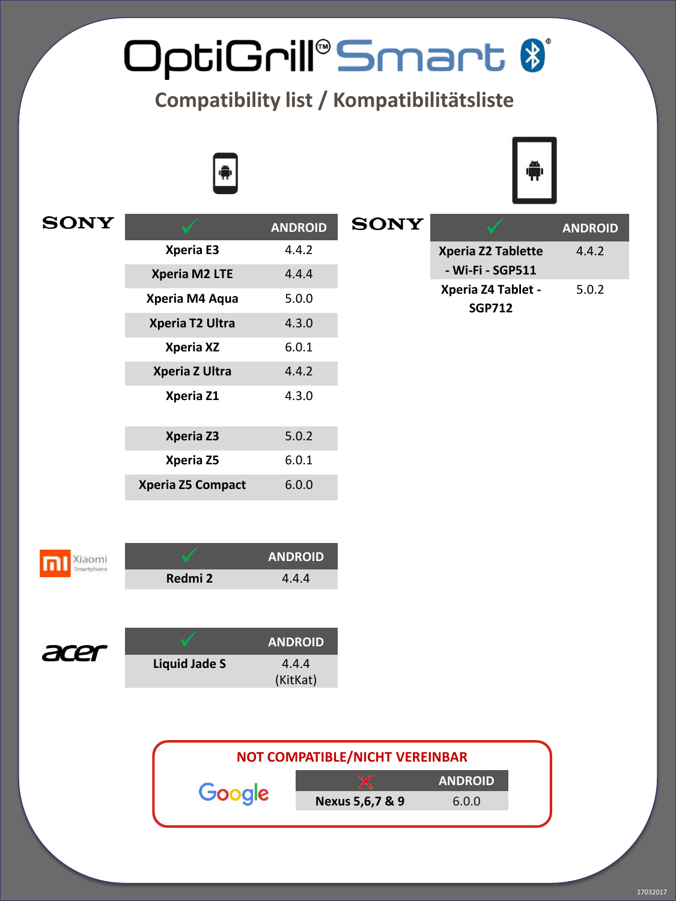# OptiGrill® Smart

## Compatibility list / Kompatibilitätsliste

**SONY**

| ✓ | ANDROID |
|---|---|
| Xperia E3 | 4.4.2 |
| Xperia M2 LTE | 4.4.4 |
| Xperia M4 Aqua | 5.0.0 |
| Xperia T2 Ultra | 4.3.0 |
| Xperia XZ | 6.0.1 |
| Xperia Z Ultra | 4.4.2 |
| Xperia Z1 | 4.3.0 |
| Xperia Z3 | 5.0.2 |
| Xperia Z5 | 6.0.1 |
| Xperia Z5 Compact | 6.0.0 |

**SONY**

| ✓ | ANDROID |
|---|---|
| Xperia Z2 Tablette - Wi-Fi - SGP511 | 4.4.2 |
| Xperia Z4 Tablet - SGP712 | 5.0.2 |

**Xiaomi Smartphone**

| ✓ | ANDROID |
|---|---|
| Redmi 2 | 4.4.4 |

**acer**

| ✓ | ANDROID |
|---|---|
| Liquid Jade S | 4.4.4 (KitKat) |

**NOT COMPATIBLE/NICHT VEREINBAR**

**Google**

| ✗ | ANDROID |
|---|---|
| Nexus 5,6,7 & 9 | 6.0.0 |

17032017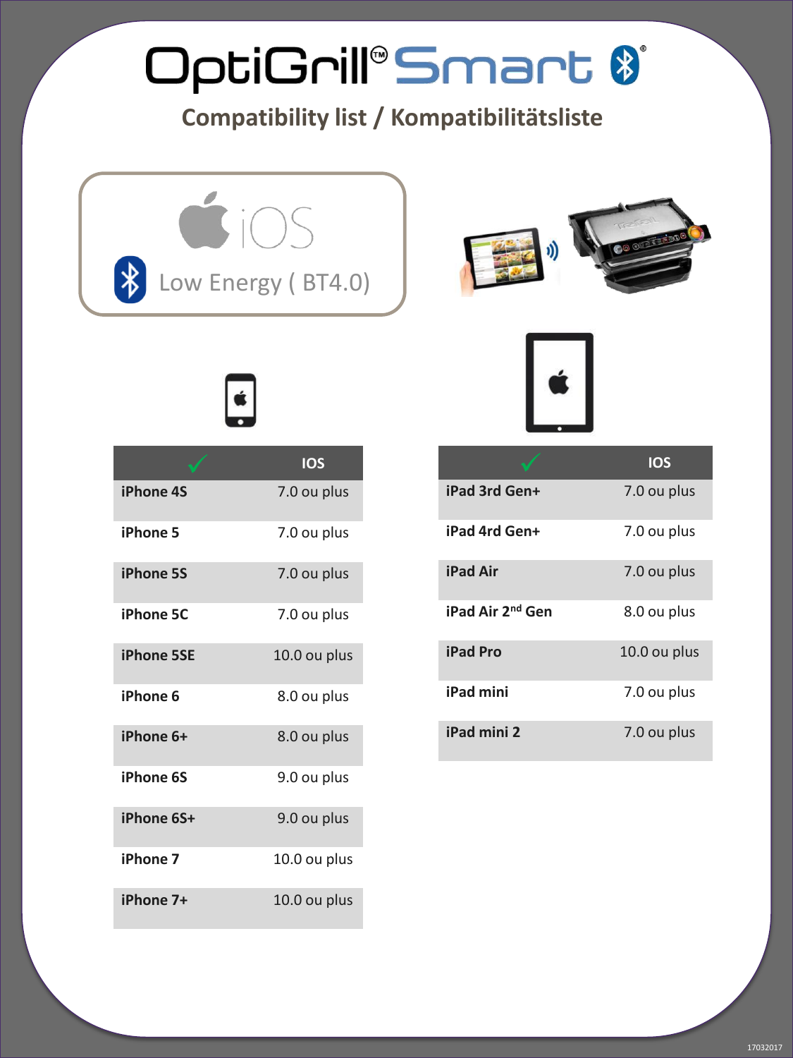# OptiGrill® Smart

## Compatibility list / Kompatibilitätsliste

iOS

Low Energy ( BT4.0)

| ✓ | IOS |
|---|---|
| iPhone 4S | 7.0 ou plus |
| iPhone 5 | 7.0 ou plus |
| iPhone 5S | 7.0 ou plus |
| iPhone 5C | 7.0 ou plus |
| iPhone 5SE | 10.0 ou plus |
| iPhone 6 | 8.0 ou plus |
| iPhone 6+ | 8.0 ou plus |
| iPhone 6S | 9.0 ou plus |
| iPhone 6S+ | 9.0 ou plus |
| iPhone 7 | 10.0 ou plus |
| iPhone 7+ | 10.0 ou plus |

| ✓ | IOS |
|---|---|
| iPad 3rd Gen+ | 7.0 ou plus |
| iPad 4rd Gen+ | 7.0 ou plus |
| iPad Air | 7.0 ou plus |
| iPad Air 2nd Gen | 8.0 ou plus |
| iPad Pro | 10.0 ou plus |
| iPad mini | 7.0 ou plus |
| iPad mini 2 | 7.0 ou plus |

17032017